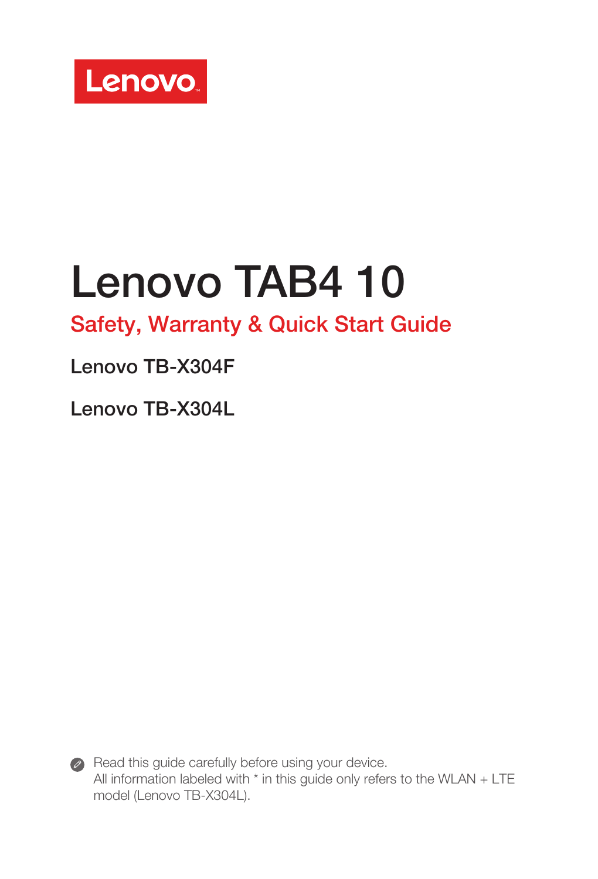Lenovo

# Lenovo TAB4 10

## Safety, Warranty & Quick Start Guide

Lenovo TB-X304F

Lenovo TB-X304L

Read this guide carefully before using your device.
All information labeled with * in this guide only refers to the WLAN + LTE model (Lenovo TB-X304L).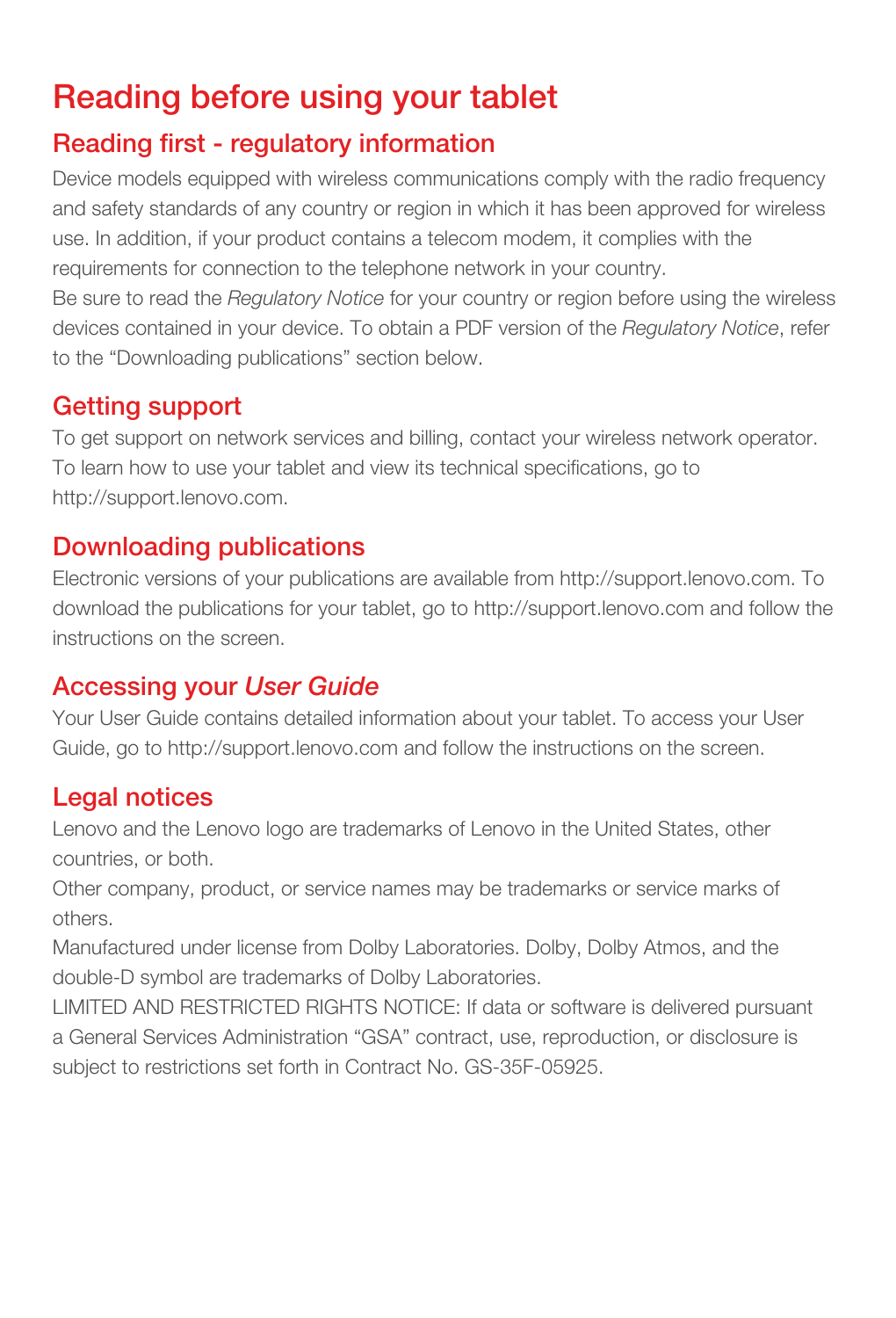# Reading before using your tablet

## Reading first - regulatory information

Device models equipped with wireless communications comply with the radio frequency and safety standards of any country or region in which it has been approved for wireless use. In addition, if your product contains a telecom modem, it complies with the requirements for connection to the telephone network in your country.

Be sure to read the *Regulatory Notice* for your country or region before using the wireless devices contained in your device. To obtain a PDF version of the *Regulatory Notice*, refer to the “Downloading publications” section below.

## Getting support

To get support on network services and billing, contact your wireless network operator. To learn how to use your tablet and view its technical specifications, go to http://support.lenovo.com.

## Downloading publications

Electronic versions of your publications are available from http://support.lenovo.com. To download the publications for your tablet, go to http://support.lenovo.com and follow the instructions on the screen.

## Accessing your *User Guide*

Your User Guide contains detailed information about your tablet. To access your User Guide, go to http://support.lenovo.com and follow the instructions on the screen.

## Legal notices

Lenovo and the Lenovo logo are trademarks of Lenovo in the United States, other countries, or both.

Other company, product, or service names may be trademarks or service marks of others.

Manufactured under license from Dolby Laboratories. Dolby, Dolby Atmos, and the double-D symbol are trademarks of Dolby Laboratories.

LIMITED AND RESTRICTED RIGHTS NOTICE: If data or software is delivered pursuant a General Services Administration “GSA” contract, use, reproduction, or disclosure is subject to restrictions set forth in Contract No. GS-35F-05925.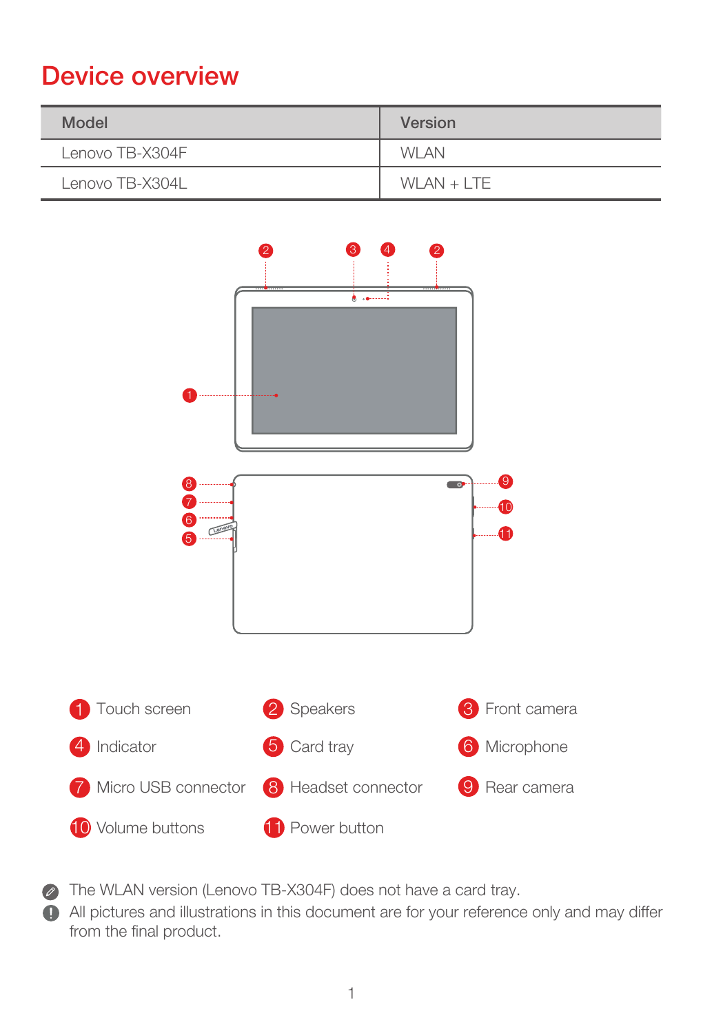# Device overview

| Model | Version |
| --- | --- |
| Lenovo TB-X304F | WLAN |
| Lenovo TB-X304L | WLAN + LTE |

1. Touch screen
2. Speakers
3. Front camera
4. Indicator
5. Card tray
6. Microphone
7. Micro USB connector
8. Headset connector
9. Rear camera
10. Volume buttons
11. Power button

The WLAN version (Lenovo TB-X304F) does not have a card tray.

All pictures and illustrations in this document are for your reference only and may differ from the final product.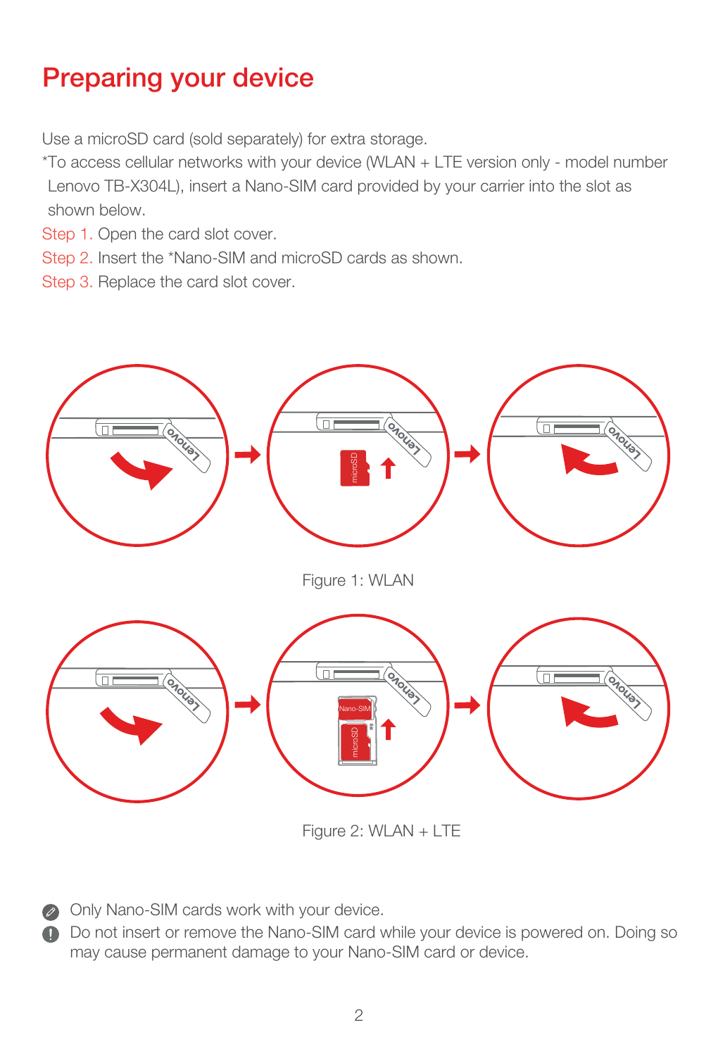# Preparing your device

Use a microSD card (sold separately) for extra storage.

*To access cellular networks with your device (WLAN + LTE version only - model number Lenovo TB-X304L), insert a Nano-SIM card provided by your carrier into the slot as shown below.

Step 1. Open the card slot cover.

Step 2. Insert the *Nano-SIM and microSD cards as shown.

Step 3. Replace the card slot cover.

Figure 1: WLAN

Figure 2: WLAN + LTE

- Only Nano-SIM cards work with your device.
- Do not insert or remove the Nano-SIM card while your device is powered on. Doing so may cause permanent damage to your Nano-SIM card or device.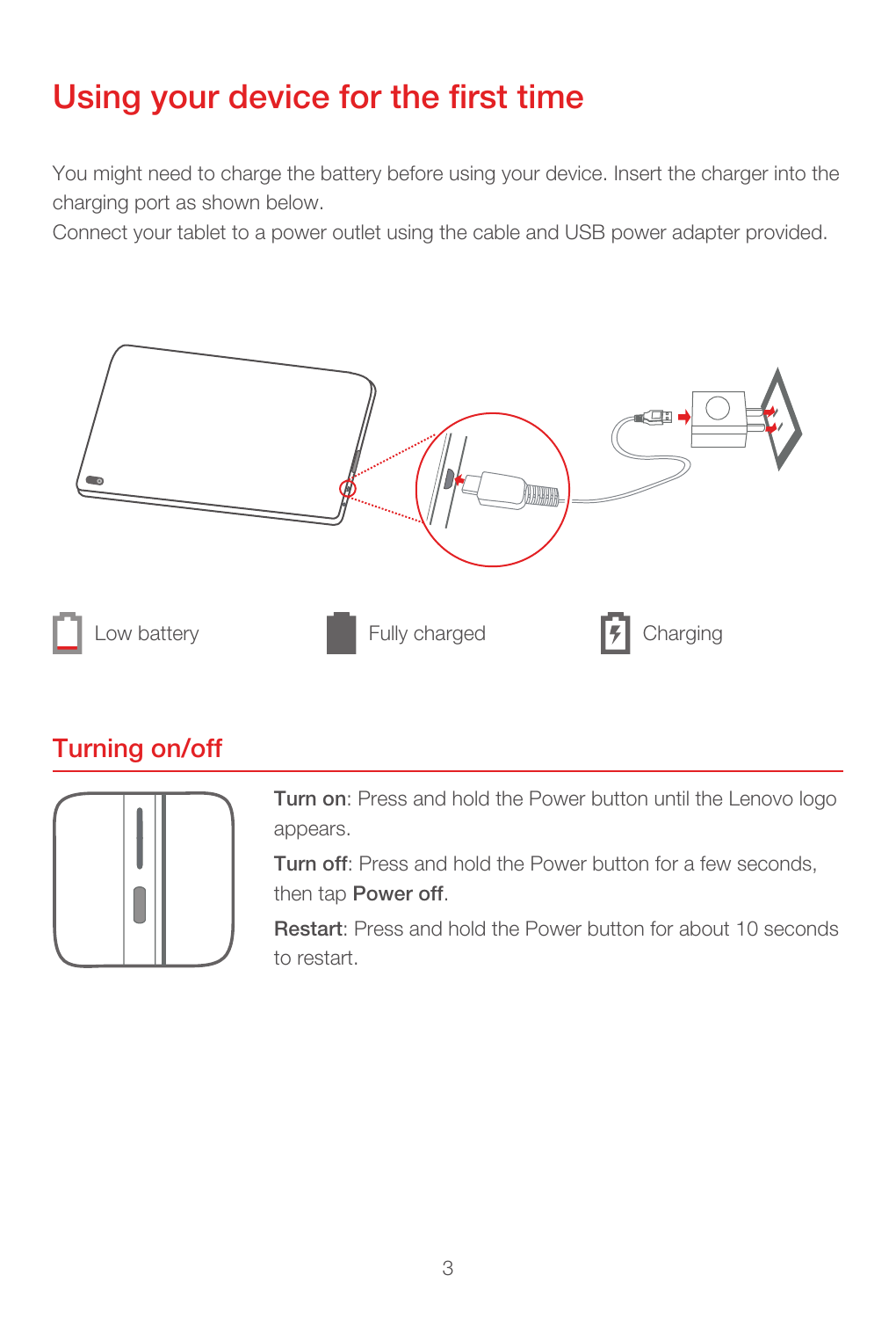# Using your device for the first time

You might need to charge the battery before using your device. Insert the charger into the charging port as shown below.
Connect your tablet to a power outlet using the cable and USB power adapter provided.

Low battery

Fully charged

Charging

## Turning on/off

**Turn on**: Press and hold the Power button until the Lenovo logo appears.

**Turn off**: Press and hold the Power button for a few seconds, then tap **Power off**.

**Restart**: Press and hold the Power button for about 10 seconds to restart.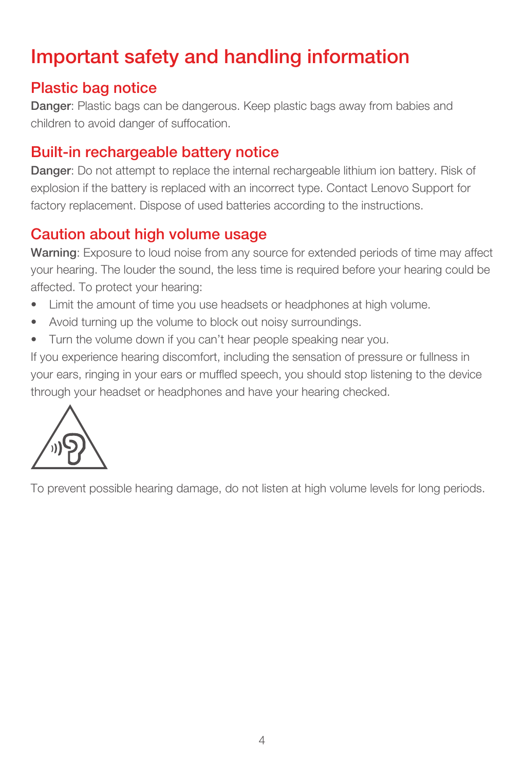# Important safety and handling information

## Plastic bag notice

**Danger**: Plastic bags can be dangerous. Keep plastic bags away from babies and children to avoid danger of suffocation.

## Built-in rechargeable battery notice

**Danger**: Do not attempt to replace the internal rechargeable lithium ion battery. Risk of explosion if the battery is replaced with an incorrect type. Contact Lenovo Support for factory replacement. Dispose of used batteries according to the instructions.

## Caution about high volume usage

**Warning**: Exposure to loud noise from any source for extended periods of time may affect your hearing. The louder the sound, the less time is required before your hearing could be affected. To protect your hearing:

- Limit the amount of time you use headsets or headphones at high volume.
- Avoid turning up the volume to block out noisy surroundings.
- Turn the volume down if you can't hear people speaking near you.

If you experience hearing discomfort, including the sensation of pressure or fullness in your ears, ringing in your ears or muffled speech, you should stop listening to the device through your headset or headphones and have your hearing checked.

To prevent possible hearing damage, do not listen at high volume levels for long periods.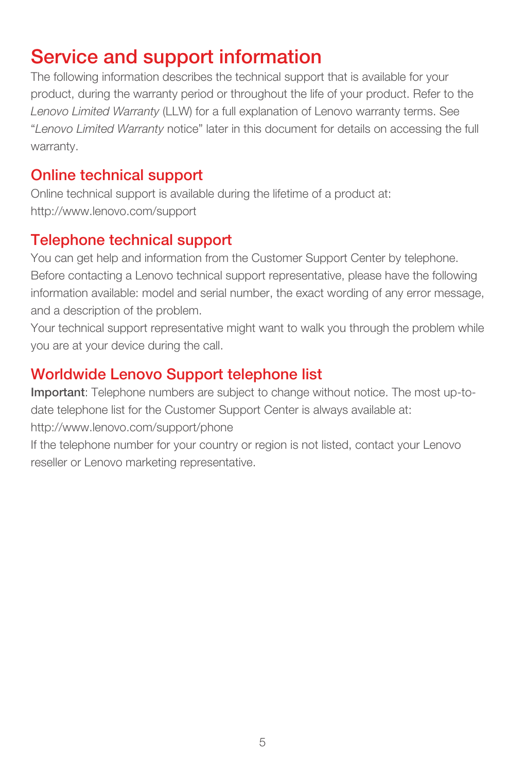# Service and support information

The following information describes the technical support that is available for your product, during the warranty period or throughout the life of your product. Refer to the *Lenovo Limited Warranty* (LLW) for a full explanation of Lenovo warranty terms. See "*Lenovo Limited Warranty* notice" later in this document for details on accessing the full warranty.

## Online technical support

Online technical support is available during the lifetime of a product at:
http://www.lenovo.com/support

## Telephone technical support

You can get help and information from the Customer Support Center by telephone. Before contacting a Lenovo technical support representative, please have the following information available: model and serial number, the exact wording of any error message, and a description of the problem.

Your technical support representative might want to walk you through the problem while you are at your device during the call.

## Worldwide Lenovo Support telephone list

**Important**: Telephone numbers are subject to change without notice. The most up-to-date telephone list for the Customer Support Center is always available at:
http://www.lenovo.com/support/phone

If the telephone number for your country or region is not listed, contact your Lenovo reseller or Lenovo marketing representative.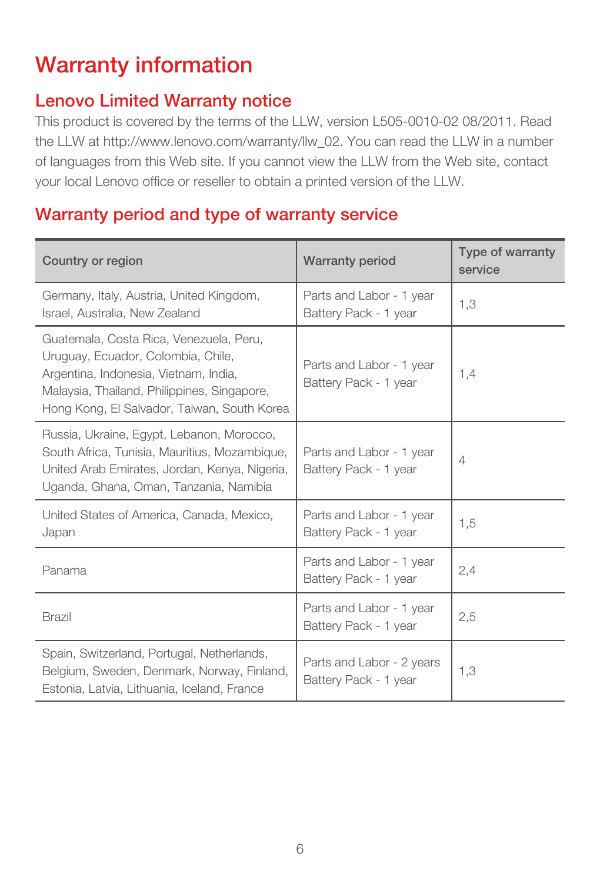# Warranty information

## Lenovo Limited Warranty notice

This product is covered by the terms of the LLW, version L505-0010-02 08/2011. Read the LLW at http://www.lenovo.com/warranty/llw_02. You can read the LLW in a number of languages from this Web site. If you cannot view the LLW from the Web site, contact your local Lenovo office or reseller to obtain a printed version of the LLW.

## Warranty period and type of warranty service

| Country or region | Warranty period | Type of warranty service |
| --- | --- | --- |
| Germany, Italy, Austria, United Kingdom, Israel, Australia, New Zealand | Parts and Labor - 1 year<br>Battery Pack - 1 year | 1,3 |
| Guatemala, Costa Rica, Venezuela, Peru, Uruguay, Ecuador, Colombia, Chile, Argentina, Indonesia, Vietnam, India, Malaysia, Thailand, Philippines, Singapore, Hong Kong, El Salvador, Taiwan, South Korea | Parts and Labor - 1 year<br>Battery Pack - 1 year | 1,4 |
| Russia, Ukraine, Egypt, Lebanon, Morocco, South Africa, Tunisia, Mauritius, Mozambique, United Arab Emirates, Jordan, Kenya, Nigeria, Uganda, Ghana, Oman, Tanzania, Namibia | Parts and Labor - 1 year<br>Battery Pack - 1 year | 4 |
| United States of America, Canada, Mexico, Japan | Parts and Labor - 1 year<br>Battery Pack - 1 year | 1,5 |
| Panama | Parts and Labor - 1 year<br>Battery Pack - 1 year | 2,4 |
| Brazil | Parts and Labor - 1 year<br>Battery Pack - 1 year | 2,5 |
| Spain, Switzerland, Portugal, Netherlands, Belgium, Sweden, Denmark, Norway, Finland, Estonia, Latvia, Lithuania, Iceland, France | Parts and Labor - 2 years<br>Battery Pack - 1 year | 1,3 |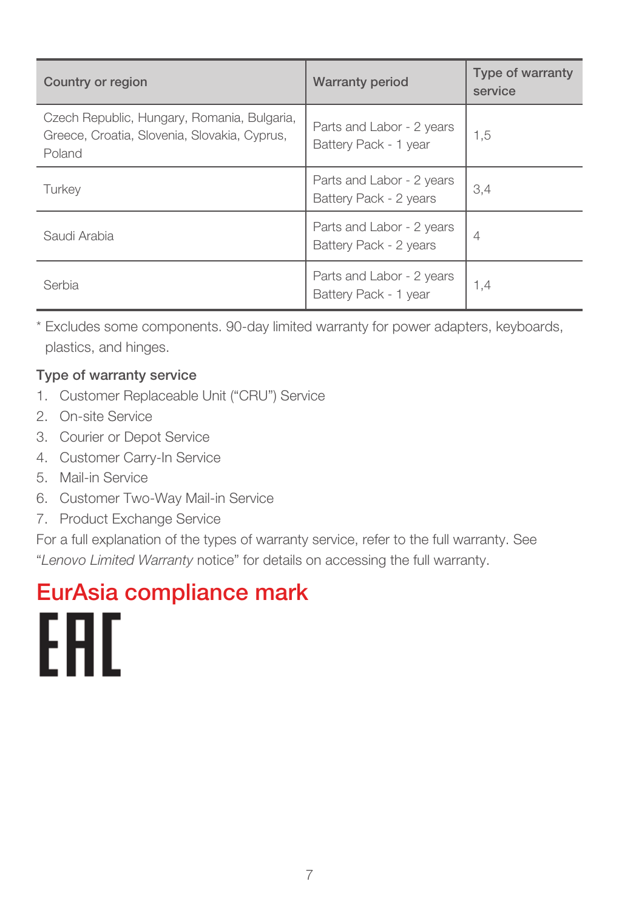| Country or region | Warranty period | Type of warranty service |
| --- | --- | --- |
| Czech Republic, Hungary, Romania, Bulgaria, Greece, Croatia, Slovenia, Slovakia, Cyprus, Poland | Parts and Labor - 2 years<br>Battery Pack - 1 year | 1,5 |
| Turkey | Parts and Labor - 2 years<br>Battery Pack - 2 years | 3,4 |
| Saudi Arabia | Parts and Labor - 2 years<br>Battery Pack - 2 years | 4 |
| Serbia | Parts and Labor - 2 years<br>Battery Pack - 1 year | 1,4 |

* Excludes some components. 90-day limited warranty for power adapters, keyboards, plastics, and hinges.

**Type of warranty service**

1. Customer Replaceable Unit (“CRU”) Service
2. On-site Service
3. Courier or Depot Service
4. Customer Carry-In Service
5. Mail-in Service
6. Customer Two-Way Mail-in Service
7. Product Exchange Service

For a full explanation of the types of warranty service, refer to the full warranty. See “*Lenovo Limited Warranty* notice” for details on accessing the full warranty.

## EurAsia compliance mark

EAC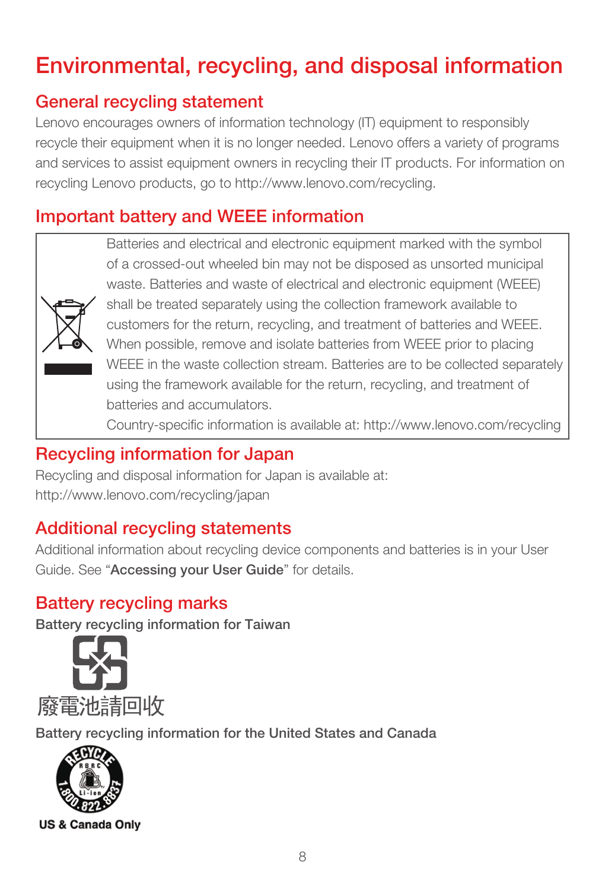# Environmental, recycling, and disposal information

## General recycling statement

Lenovo encourages owners of information technology (IT) equipment to responsibly recycle their equipment when it is no longer needed. Lenovo offers a variety of programs and services to assist equipment owners in recycling their IT products. For information on recycling Lenovo products, go to http://www.lenovo.com/recycling.

## Important battery and WEEE information

Batteries and electrical and electronic equipment marked with the symbol of a crossed-out wheeled bin may not be disposed as unsorted municipal waste. Batteries and waste of electrical and electronic equipment (WEEE) shall be treated separately using the collection framework available to customers for the return, recycling, and treatment of batteries and WEEE. When possible, remove and isolate batteries from WEEE prior to placing WEEE in the waste collection stream. Batteries are to be collected separately using the framework available for the return, recycling, and treatment of batteries and accumulators.

Country-specific information is available at: http://www.lenovo.com/recycling

## Recycling information for Japan

Recycling and disposal information for Japan is available at:
http://www.lenovo.com/recycling/japan

## Additional recycling statements

Additional information about recycling device components and batteries is in your User Guide. See "**Accessing your User Guide**" for details.

## Battery recycling marks

**Battery recycling information for Taiwan**

廢電池請回收

**Battery recycling information for the United States and Canada**

**US & Canada Only**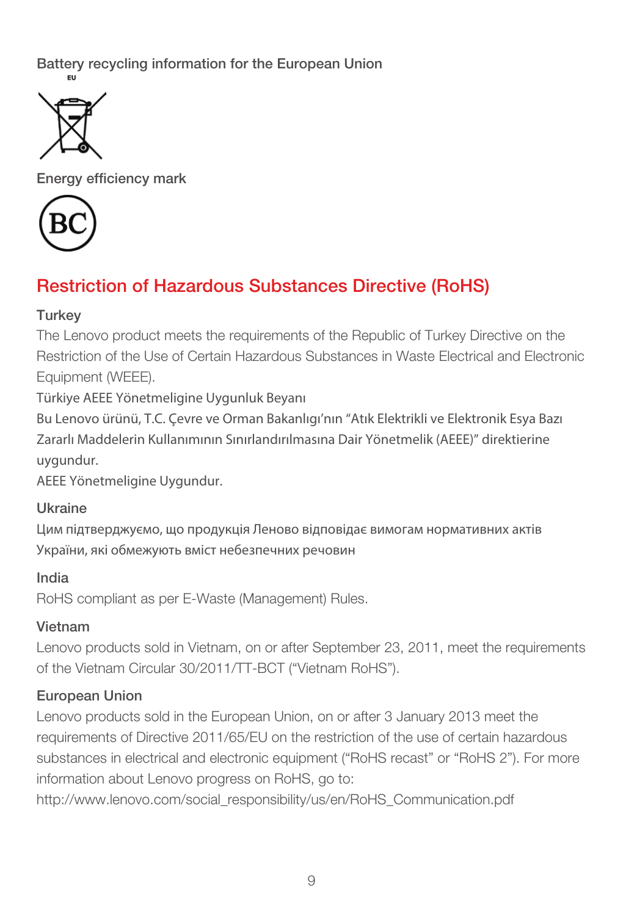Battery recycling information for the European Union

EU

Energy efficiency mark

## Restriction of Hazardous Substances Directive (RoHS)

**Turkey**

The Lenovo product meets the requirements of the Republic of Turkey Directive on the Restriction of the Use of Certain Hazardous Substances in Waste Electrical and Electronic Equipment (WEEE).

Türkiye AEEE Yönetmeligine Uygunluk Beyanı

Bu Lenovo ürünü, T.C. Çevre ve Orman Bakanlıgı'nın "Atık Elektrikli ve Elektronik Esya Bazı Zararlı Maddelerin Kullanımının Sınırlandırılmasına Dair Yönetmelik (AEEE)" direktierine uygundur.

AEEE Yönetmeligine Uygundur.

**Ukraine**

Цим підтверджуємо, що продукція Леново відповідає вимогам нормативних актів України, які обмежують вміст небезпечних речовин

**India**

RoHS compliant as per E-Waste (Management) Rules.

**Vietnam**

Lenovo products sold in Vietnam, on or after September 23, 2011, meet the requirements of the Vietnam Circular 30/2011/TT-BCT ("Vietnam RoHS").

**European Union**

Lenovo products sold in the European Union, on or after 3 January 2013 meet the requirements of Directive 2011/65/EU on the restriction of the use of certain hazardous substances in electrical and electronic equipment ("RoHS recast" or "RoHS 2"). For more information about Lenovo progress on RoHS, go to:
http://www.lenovo.com/social_responsibility/us/en/RoHS_Communication.pdf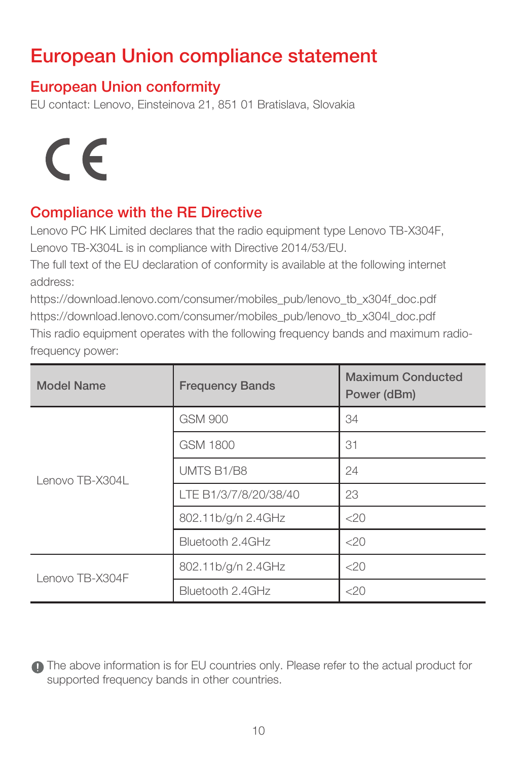# European Union compliance statement

## European Union conformity

EU contact: Lenovo, Einsteinova 21, 851 01 Bratislava, Slovakia

CE

## Compliance with the RE Directive

Lenovo PC HK Limited declares that the radio equipment type Lenovo TB-X304F, Lenovo TB-X304L is in compliance with Directive 2014/53/EU.

The full text of the EU declaration of conformity is available at the following internet address:

https://download.lenovo.com/consumer/mobiles_pub/lenovo_tb_x304f_doc.pdf

https://download.lenovo.com/consumer/mobiles_pub/lenovo_tb_x304l_doc.pdf

This radio equipment operates with the following frequency bands and maximum radio-frequency power:

| Model Name | Frequency Bands | Maximum Conducted Power (dBm) |
|---|---|---|
| Lenovo TB-X304L | GSM 900 | 34 |
| | GSM 1800 | 31 |
| | UMTS B1/B8 | 24 |
| | LTE B1/3/7/8/20/38/40 | 23 |
| | 802.11b/g/n 2.4GHz | <20 |
| | Bluetooth 2.4GHz | <20 |
| Lenovo TB-X304F | 802.11b/g/n 2.4GHz | <20 |
| | Bluetooth 2.4GHz | <20 |

The above information is for EU countries only. Please refer to the actual product for supported frequency bands in other countries.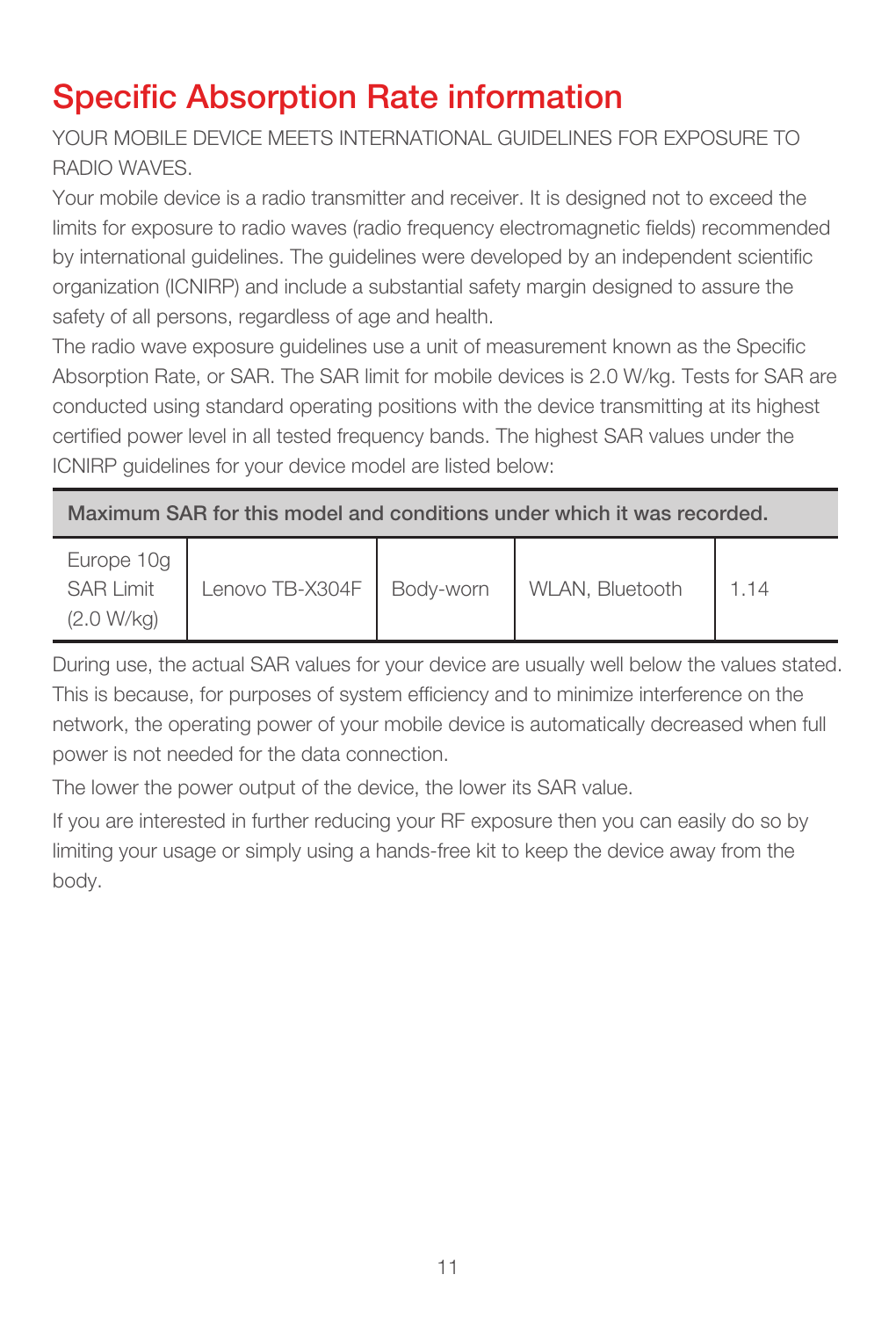# Specific Absorption Rate information

YOUR MOBILE DEVICE MEETS INTERNATIONAL GUIDELINES FOR EXPOSURE TO RADIO WAVES.

Your mobile device is a radio transmitter and receiver. It is designed not to exceed the limits for exposure to radio waves (radio frequency electromagnetic fields) recommended by international guidelines. The guidelines were developed by an independent scientific organization (ICNIRP) and include a substantial safety margin designed to assure the safety of all persons, regardless of age and health.

The radio wave exposure guidelines use a unit of measurement known as the Specific Absorption Rate, or SAR. The SAR limit for mobile devices is 2.0 W/kg. Tests for SAR are conducted using standard operating positions with the device transmitting at its highest certified power level in all tested frequency bands. The highest SAR values under the ICNIRP guidelines for your device model are listed below:

| **Maximum SAR for this model and conditions under which it was recorded.** | | | | |
|---|---|---|---|---|
| Europe 10g SAR Limit (2.0 W/kg) | Lenovo TB-X304F | Body-worn | WLAN, Bluetooth | 1.14 |

During use, the actual SAR values for your device are usually well below the values stated. This is because, for purposes of system efficiency and to minimize interference on the network, the operating power of your mobile device is automatically decreased when full power is not needed for the data connection.

The lower the power output of the device, the lower its SAR value.

If you are interested in further reducing your RF exposure then you can easily do so by limiting your usage or simply using a hands-free kit to keep the device away from the body.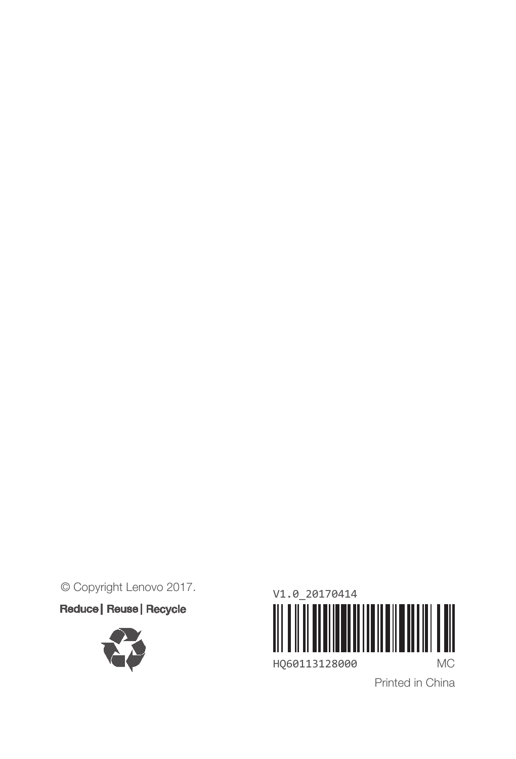© Copyright Lenovo 2017.

**Reduce | Reuse | Recycle**

V1.0_20170414

HQ60113128000 MC

Printed in China